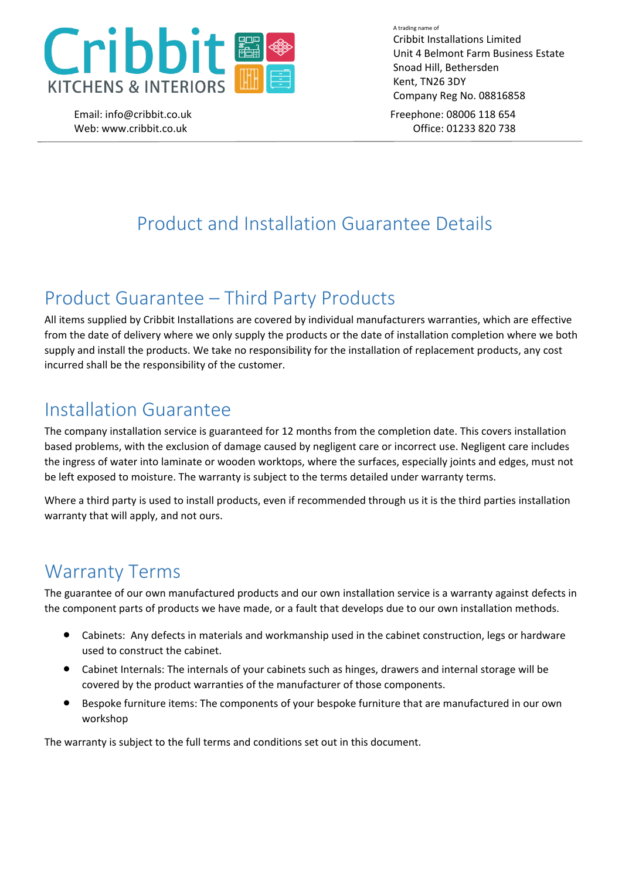Cribbit
KITCHENS & INTERIORS

Email: info@cribbit.co.uk
Web: www.cribbit.co.uk

A trading name of
Cribbit Installations Limited
Unit 4 Belmont Farm Business Estate
Snoad Hill, Bethersden
Kent, TN26 3DY
Company Reg No. 08816858

Freephone: 08006 118 654
Office: 01233 820 738

# Product and Installation Guarantee Details

## Product Guarantee – Third Party Products

All items supplied by Cribbit Installations are covered by individual manufacturers warranties, which are effective from the date of delivery where we only supply the products or the date of installation completion where we both supply and install the products. We take no responsibility for the installation of replacement products, any cost incurred shall be the responsibility of the customer.

## Installation Guarantee

The company installation service is guaranteed for 12 months from the completion date. This covers installation based problems, with the exclusion of damage caused by negligent care or incorrect use. Negligent care includes the ingress of water into laminate or wooden worktops, where the surfaces, especially joints and edges, must not be left exposed to moisture. The warranty is subject to the terms detailed under warranty terms.

Where a third party is used to install products, even if recommended through us it is the third parties installation warranty that will apply, and not ours.

## Warranty Terms

The guarantee of our own manufactured products and our own installation service is a warranty against defects in the component parts of products we have made, or a fault that develops due to our own installation methods.

- Cabinets: Any defects in materials and workmanship used in the cabinet construction, legs or hardware used to construct the cabinet.
- Cabinet Internals: The internals of your cabinets such as hinges, drawers and internal storage will be covered by the product warranties of the manufacturer of those components.
- Bespoke furniture items: The components of your bespoke furniture that are manufactured in our own workshop

The warranty is subject to the full terms and conditions set out in this document.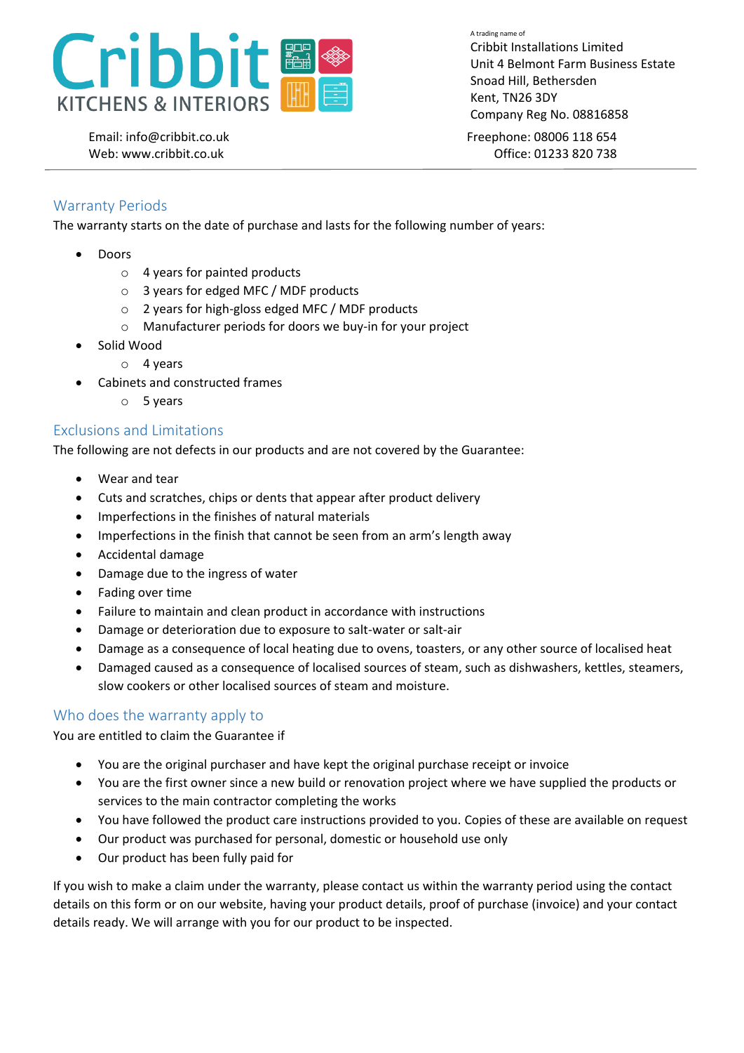## Warranty Periods

The warranty starts on the date of purchase and lasts for the following number of years:

- Doors
  - 4 years for painted products
  - 3 years for edged MFC / MDF products
  - 2 years for high-gloss edged MFC / MDF products
  - Manufacturer periods for doors we buy-in for your project
- Solid Wood
  - 4 years
- Cabinets and constructed frames
  - 5 years

## Exclusions and Limitations

The following are not defects in our products and are not covered by the Guarantee:

- Wear and tear
- Cuts and scratches, chips or dents that appear after product delivery
- Imperfections in the finishes of natural materials
- Imperfections in the finish that cannot be seen from an arm's length away
- Accidental damage
- Damage due to the ingress of water
- Fading over time
- Failure to maintain and clean product in accordance with instructions
- Damage or deterioration due to exposure to salt-water or salt-air
- Damage as a consequence of local heating due to ovens, toasters, or any other source of localised heat
- Damaged caused as a consequence of localised sources of steam, such as dishwashers, kettles, steamers, slow cookers or other localised sources of steam and moisture.

## Who does the warranty apply to

You are entitled to claim the Guarantee if

- You are the original purchaser and have kept the original purchase receipt or invoice
- You are the first owner since a new build or renovation project where we have supplied the products or services to the main contractor completing the works
- You have followed the product care instructions provided to you. Copies of these are available on request
- Our product was purchased for personal, domestic or household use only
- Our product has been fully paid for

If you wish to make a claim under the warranty, please contact us within the warranty period using the contact details on this form or on our website, having your product details, proof of purchase (invoice) and your contact details ready. We will arrange with you for our product to be inspected.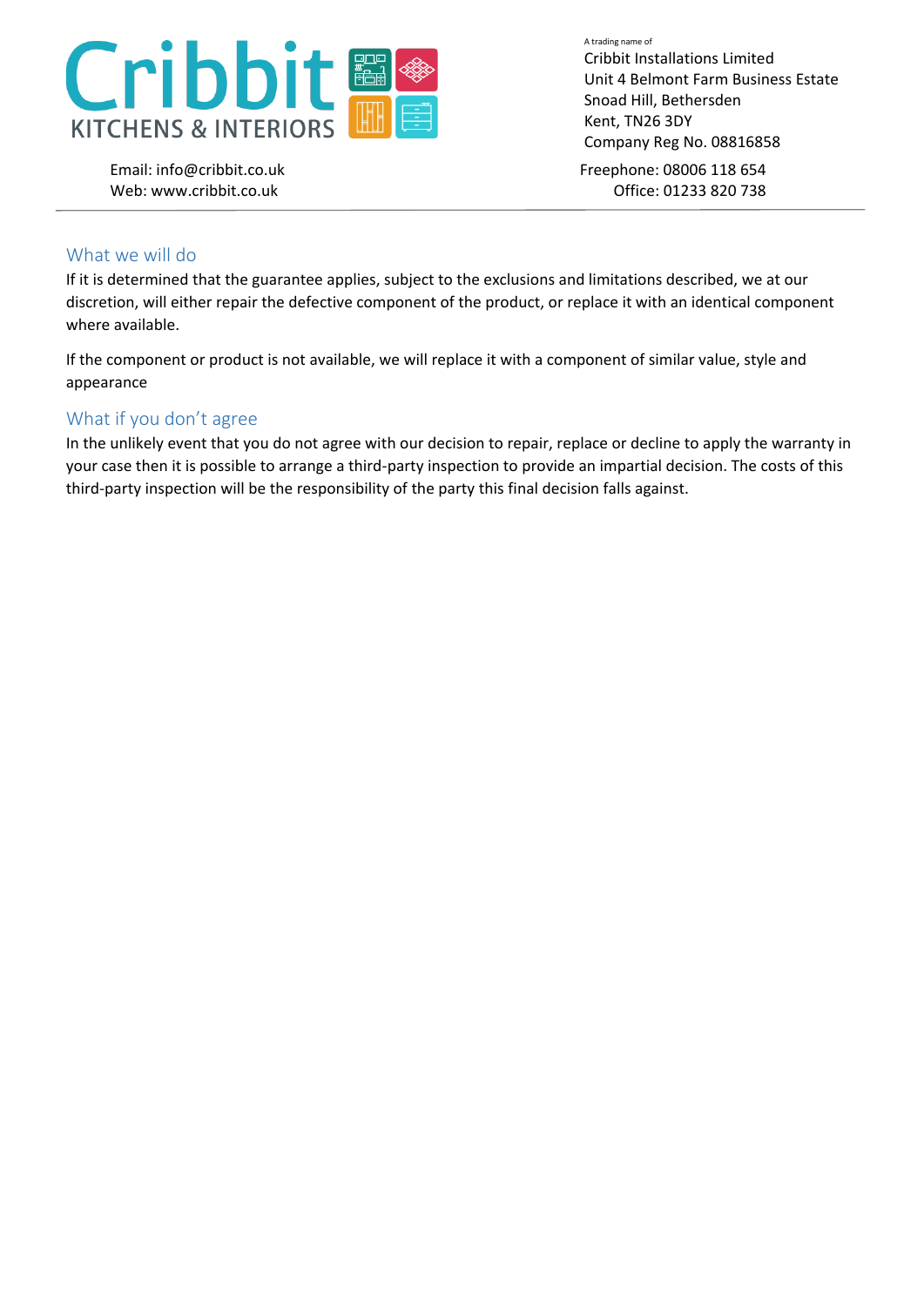## What we will do

If it is determined that the guarantee applies, subject to the exclusions and limitations described, we at our discretion, will either repair the defective component of the product, or replace it with an identical component where available.

If the component or product is not available, we will replace it with a component of similar value, style and appearance

## What if you don't agree

In the unlikely event that you do not agree with our decision to repair, replace or decline to apply the warranty in your case then it is possible to arrange a third-party inspection to provide an impartial decision. The costs of this third-party inspection will be the responsibility of the party this final decision falls against.